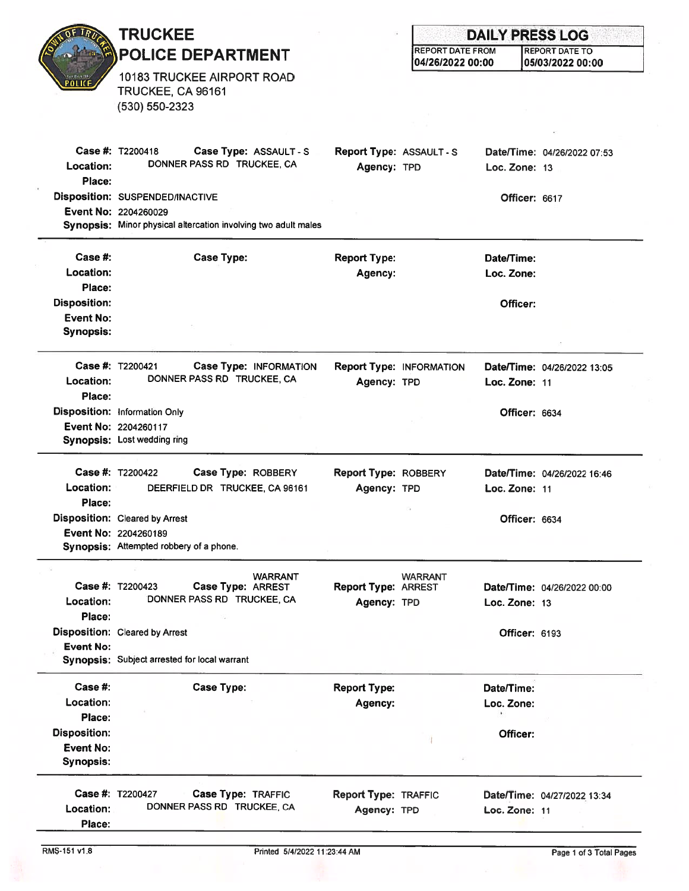# TRUCKEE POLICE DEPARTMENT

10183 TRUCKEE AIRPORT ROAD
TRUCKEE, CA 96161
(530) 550-2323

## DAILY PRESS LOG

| REPORT DATE FROM | REPORT DATE TO |
|---|---|
| 04/26/2022 00:00 | 05/03/2022 00:00 |

---

**Case #:** T2200418 **Case Type:** ASSAULT - S **Report Type:** ASSAULT - S **Date/Time:** 04/26/2022 07:53
**Location:** DONNER PASS RD TRUCKEE, CA **Agency:** TPD **Loc. Zone:** 13
**Place:**
**Disposition:** SUSPENDED/INACTIVE **Officer:** 6617
**Event No:** 2204260029
**Synopsis:** Minor physical altercation involving two adult males

---

**Case #:** **Case Type:** **Report Type:** **Date/Time:**
**Location:** **Agency:** **Loc. Zone:**
**Place:**
**Disposition:** **Officer:**
**Event No:**
**Synopsis:**

---

**Case #:** T2200421 **Case Type:** INFORMATION **Report Type:** INFORMATION **Date/Time:** 04/26/2022 13:05
**Location:** DONNER PASS RD TRUCKEE, CA **Agency:** TPD **Loc. Zone:** 11
**Place:**
**Disposition:** Information Only **Officer:** 6634
**Event No:** 2204260117
**Synopsis:** Lost wedding ring

---

**Case #:** T2200422 **Case Type:** ROBBERY **Report Type:** ROBBERY **Date/Time:** 04/26/2022 16:46
**Location:** DEERFIELD DR TRUCKEE, CA 96161 **Agency:** TPD **Loc. Zone:** 11
**Place:**
**Disposition:** Cleared by Arrest **Officer:** 6634
**Event No:** 2204260189
**Synopsis:** Attempted robbery of a phone.

---

**Case #:** T2200423 **Case Type:** WARRANT ARREST **Report Type:** WARRANT ARREST **Date/Time:** 04/26/2022 00:00
**Location:** DONNER PASS RD TRUCKEE, CA **Agency:** TPD **Loc. Zone:** 13
**Place:**
**Disposition:** Cleared by Arrest **Officer:** 6193
**Event No:**
**Synopsis:** Subject arrested for local warrant

---

**Case #:** **Case Type:** **Report Type:** **Date/Time:**
**Location:** **Agency:** **Loc. Zone:**
**Place:**
**Disposition:** **Officer:**
**Event No:**
**Synopsis:**

---

**Case #:** T2200427 **Case Type:** TRAFFIC **Report Type:** TRAFFIC **Date/Time:** 04/27/2022 13:34
**Location:** DONNER PASS RD TRUCKEE, CA **Agency:** TPD **Loc. Zone:** 11
**Place:**

---

RMS-151 v1.8 Printed 5/4/2022 11:23:44 AM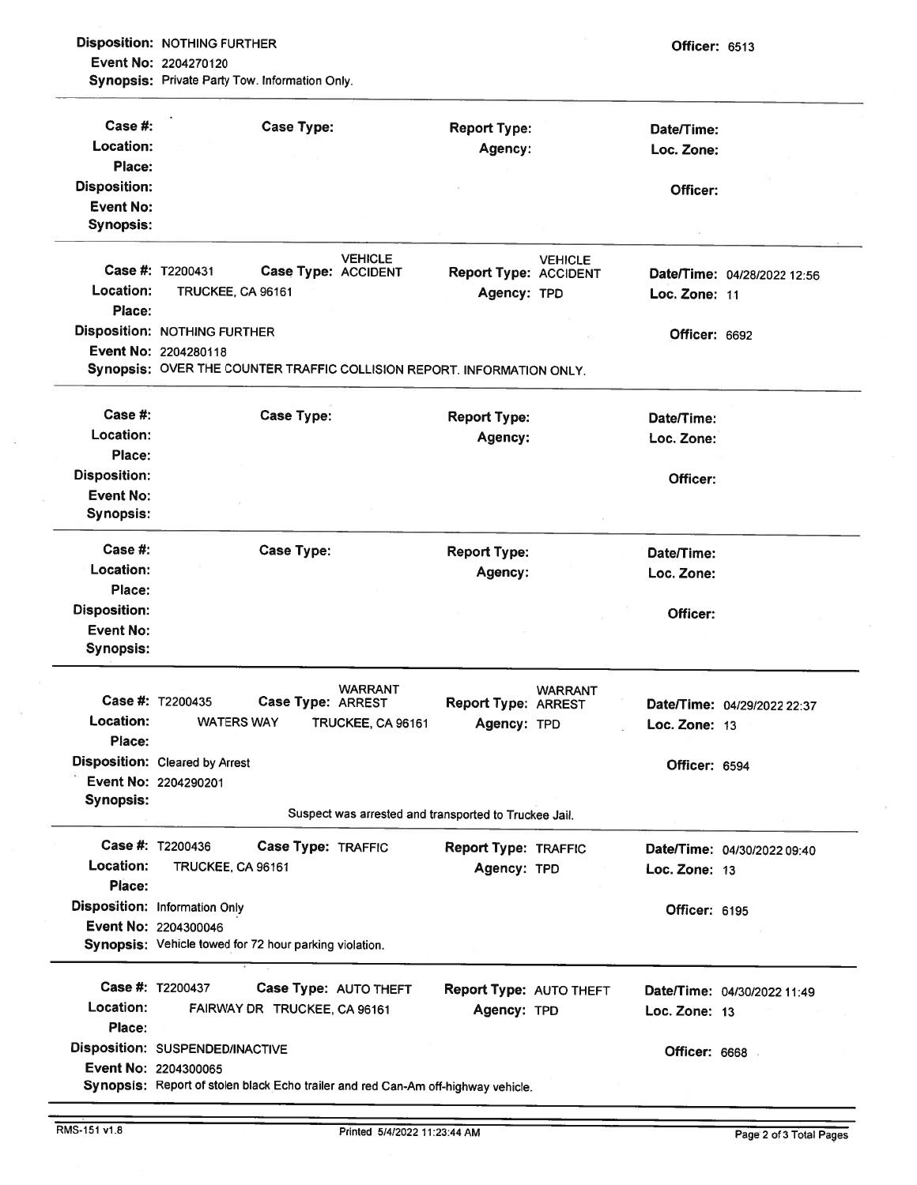**Disposition:** NOTHING FURTHER | **Officer:** 6513
**Event No:** 2204270120
**Synopsis:** Private Party Tow. Information Only.

---

**Case #:** | **Case Type:** | **Report Type:** | **Date/Time:**
**Location:** | **Agency:** | **Loc. Zone:**
**Place:**
**Disposition:** | **Officer:**
**Event No:**
**Synopsis:**

---

**Case #:** T2200431 | **Case Type:** VEHICLE ACCIDENT | **Report Type:** VEHICLE ACCIDENT | **Date/Time:** 04/28/2022 12:56
**Location:** TRUCKEE, CA 96161 | **Agency:** TPD | **Loc. Zone:** 11
**Place:**
**Disposition:** NOTHING FURTHER | **Officer:** 6692
**Event No:** 2204280118
**Synopsis:** OVER THE COUNTER TRAFFIC COLLISION REPORT. INFORMATION ONLY.

---

**Case #:** | **Case Type:** | **Report Type:** | **Date/Time:**
**Location:** | **Agency:** | **Loc. Zone:**
**Place:**
**Disposition:** | **Officer:**
**Event No:**
**Synopsis:**

---

**Case #:** | **Case Type:** | **Report Type:** | **Date/Time:**
**Location:** | **Agency:** | **Loc. Zone:**
**Place:**
**Disposition:** | **Officer:**
**Event No:**
**Synopsis:**

---

**Case #:** T2200435 | **Case Type:** WARRANT ARREST | **Report Type:** WARRANT ARREST | **Date/Time:** 04/29/2022 22:37
**Location:** WATERS WAY TRUCKEE, CA 96161 | **Agency:** TPD | **Loc. Zone:** 13
**Place:**
**Disposition:** Cleared by Arrest | **Officer:** 6594
**Event No:** 2204290201
**Synopsis:** Suspect was arrested and transported to Truckee Jail.

---

**Case #:** T2200436 | **Case Type:** TRAFFIC | **Report Type:** TRAFFIC | **Date/Time:** 04/30/2022 09:40
**Location:** TRUCKEE, CA 96161 | **Agency:** TPD | **Loc. Zone:** 13
**Place:**
**Disposition:** Information Only | **Officer:** 6195
**Event No:** 2204300046
**Synopsis:** Vehicle towed for 72 hour parking violation.

---

**Case #:** T2200437 | **Case Type:** AUTO THEFT | **Report Type:** AUTO THEFT | **Date/Time:** 04/30/2022 11:49
**Location:** FAIRWAY DR TRUCKEE, CA 96161 | **Agency:** TPD | **Loc. Zone:** 13
**Place:**
**Disposition:** SUSPENDED/INACTIVE | **Officer:** 6668
**Event No:** 2204300065
**Synopsis:** Report of stolen black Echo trailer and red Can-Am off-highway vehicle.

---

RMS-151 v1.8 | Printed 5/4/2022 11:23:44 AM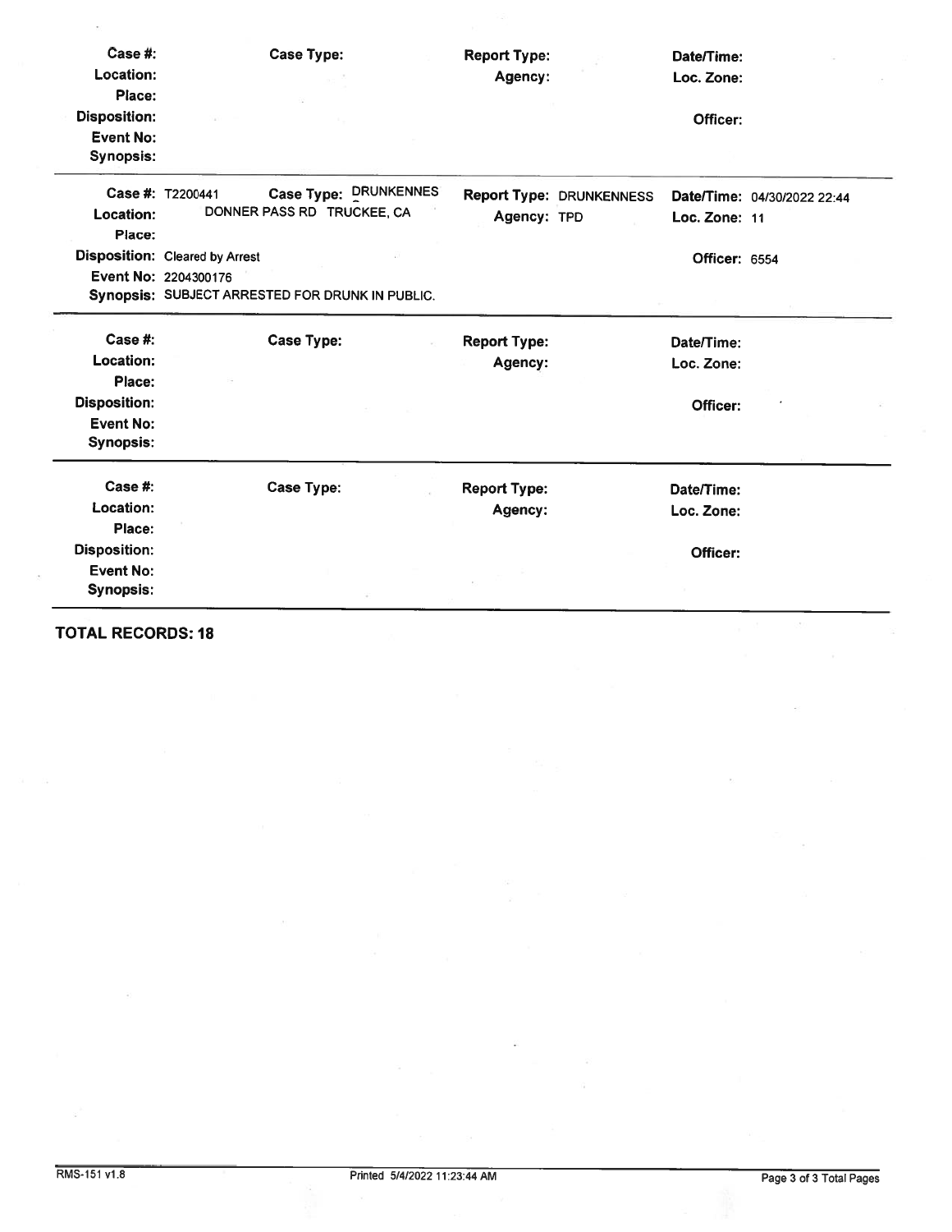| | | | | | | | |
|---|---|---|---|---|---|---|---|
| **Case #:** | | **Case Type:** | | **Report Type:** | | **Date/Time:** | |
| **Location:** | | | | **Agency:** | | **Loc. Zone:** | |
| **Place:** | | | | | | | |
| **Disposition:** | | | | | | **Officer:** | |
| **Event No:** | | | | | | | |
| **Synopsis:** | | | | | | | |

| | | | | | | | |
|---|---|---|---|---|---|---|---|
| **Case #:** | T2200441 | **Case Type:** | DRUNKENNES | **Report Type:** | DRUNKENNESS | **Date/Time:** | 04/30/2022 22:44 |
| **Location:** | DONNER PASS RD TRUCKEE, CA | | | **Agency:** | TPD | **Loc. Zone:** | 11 |
| **Place:** | | | | | | | |
| **Disposition:** | Cleared by Arrest | | | | | **Officer:** | 6554 |
| **Event No:** | 2204300176 | | | | | | |
| **Synopsis:** | SUBJECT ARRESTED FOR DRUNK IN PUBLIC. | | | | | | |

| | | | | | | | |
|---|---|---|---|---|---|---|---|
| **Case #:** | | **Case Type:** | | **Report Type:** | | **Date/Time:** | |
| **Location:** | | | | **Agency:** | | **Loc. Zone:** | |
| **Place:** | | | | | | | |
| **Disposition:** | | | | | | **Officer:** | |
| **Event No:** | | | | | | | |
| **Synopsis:** | | | | | | | |

| | | | | | | | |
|---|---|---|---|---|---|---|---|
| **Case #:** | | **Case Type:** | | **Report Type:** | | **Date/Time:** | |
| **Location:** | | | | **Agency:** | | **Loc. Zone:** | |
| **Place:** | | | | | | | |
| **Disposition:** | | | | | | **Officer:** | |
| **Event No:** | | | | | | | |
| **Synopsis:** | | | | | | | |

**TOTAL RECORDS: 18**

RMS-151 v1.8 Printed 5/4/2022 11:23:44 AM